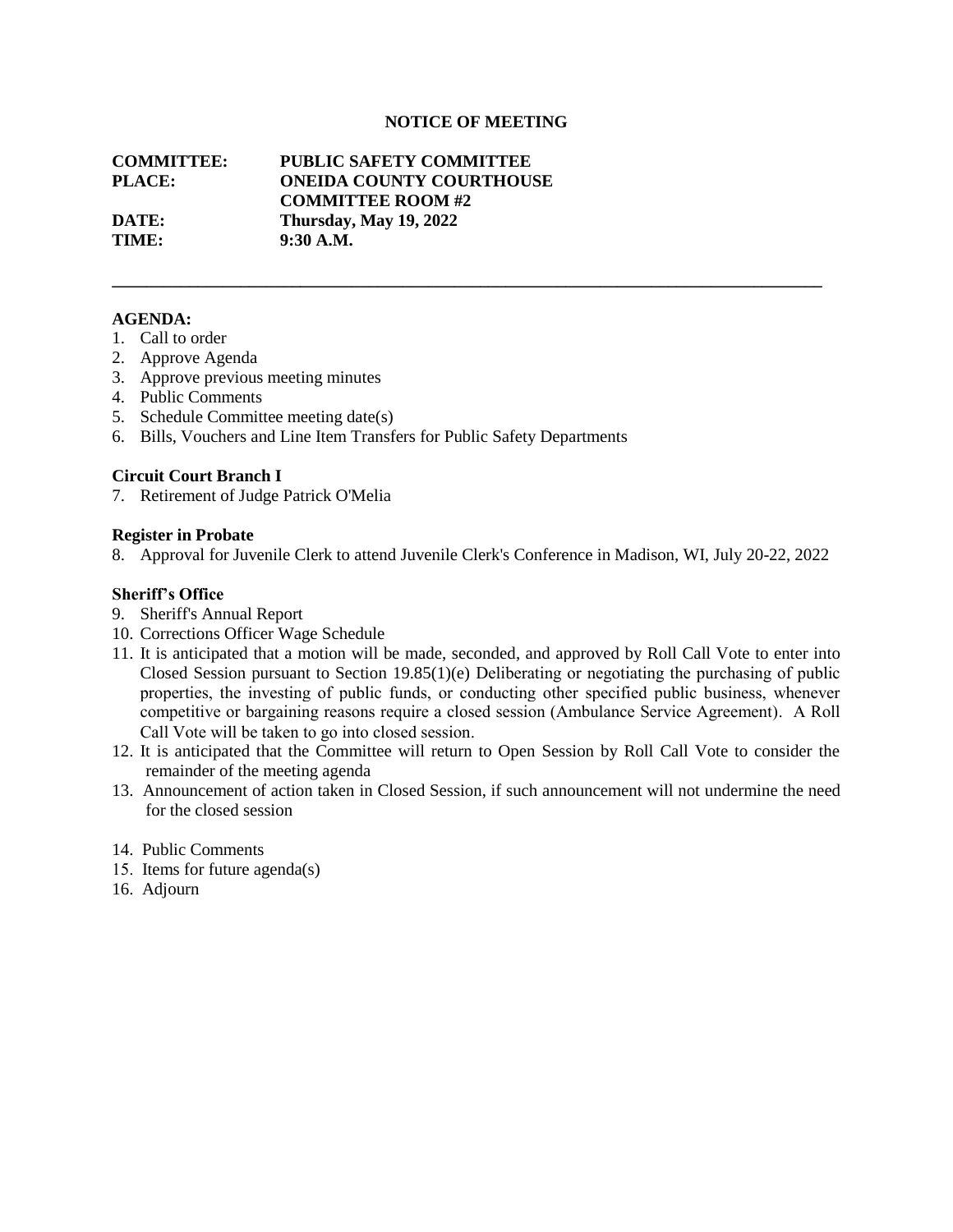# NOTICE OF MEETING

**COMMITTEE:** PUBLIC SAFETY COMMITTEE
**PLACE:** ONEIDA COUNTY COURTHOUSE
COMMITTEE ROOM #2
**DATE:** Thursday, May 19, 2022
**TIME:** 9:30 A.M.

---

**AGENDA:**

1. Call to order
2. Approve Agenda
3. Approve previous meeting minutes
4. Public Comments
5. Schedule Committee meeting date(s)
6. Bills, Vouchers and Line Item Transfers for Public Safety Departments

**Circuit Court Branch I**

7. Retirement of Judge Patrick O'Melia

**Register in Probate**

8. Approval for Juvenile Clerk to attend Juvenile Clerk's Conference in Madison, WI, July 20-22, 2022

**Sheriff's Office**

9. Sheriff's Annual Report
10. Corrections Officer Wage Schedule
11. It is anticipated that a motion will be made, seconded, and approved by Roll Call Vote to enter into Closed Session pursuant to Section 19.85(1)(e) Deliberating or negotiating the purchasing of public properties, the investing of public funds, or conducting other specified public business, whenever competitive or bargaining reasons require a closed session (Ambulance Service Agreement). A Roll Call Vote will be taken to go into closed session.
12. It is anticipated that the Committee will return to Open Session by Roll Call Vote to consider the remainder of the meeting agenda
13. Announcement of action taken in Closed Session, if such announcement will not undermine the need for the closed session
14. Public Comments
15. Items for future agenda(s)
16. Adjourn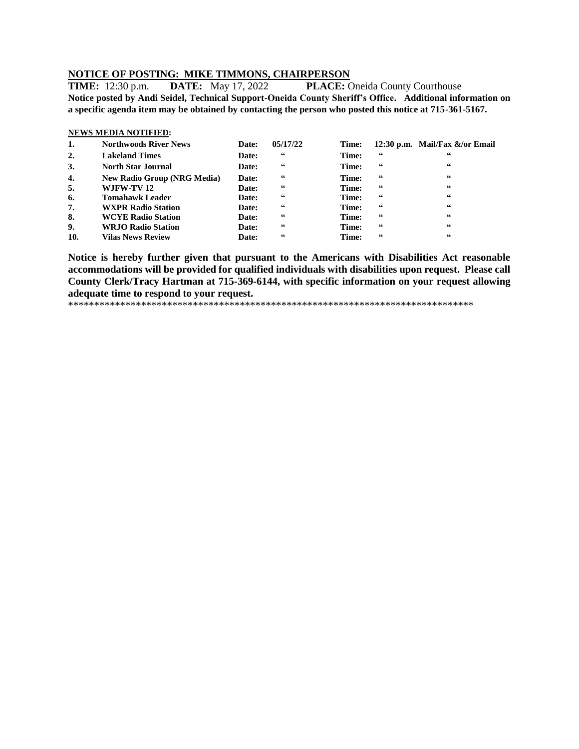**NOTICE OF POSTING: MIKE TIMMONS, CHAIRPERSON**

**TIME:** 12:30 p.m. **DATE:** May 17, 2022 **PLACE:** Oneida County Courthouse

**Notice posted by Andi Seidel, Technical Support-Oneida County Sheriff's Office. Additional information on a specific agenda item may be obtained by contacting the person who posted this notice at 715-361-5167.**

**NEWS MEDIA NOTIFIED:**

| | | | | | | |
|---|---|---|---|---|---|---|
| **1.** | **Northwoods River News** | **Date:** | **05/17/22** | **Time:** | **12:30 p.m.** | **Mail/Fax &/or Email** |
| **2.** | **Lakeland Times** | **Date:** | **"** | **Time:** | **"** | **"** |
| **3.** | **North Star Journal** | **Date:** | **"** | **Time:** | **"** | **"** |
| **4.** | **New Radio Group (NRG Media)** | **Date:** | **"** | **Time:** | **"** | **"** |
| **5.** | **WJFW-TV 12** | **Date:** | **"** | **Time:** | **"** | **"** |
| **6.** | **Tomahawk Leader** | **Date:** | **"** | **Time:** | **"** | **"** |
| **7.** | **WXPR Radio Station** | **Date:** | **"** | **Time:** | **"** | **"** |
| **8.** | **WCYE Radio Station** | **Date:** | **"** | **Time:** | **"** | **"** |
| **9.** | **WRJO Radio Station** | **Date:** | **"** | **Time:** | **"** | **"** |
| **10.** | **Vilas News Review** | **Date:** | **"** | **Time:** | **"** | **"** |

**Notice is hereby further given that pursuant to the Americans with Disabilities Act reasonable accommodations will be provided for qualified individuals with disabilities upon request. Please call County Clerk/Tracy Hartman at 715-369-6144, with specific information on your request allowing adequate time to respond to your request.**

*******************************************************************************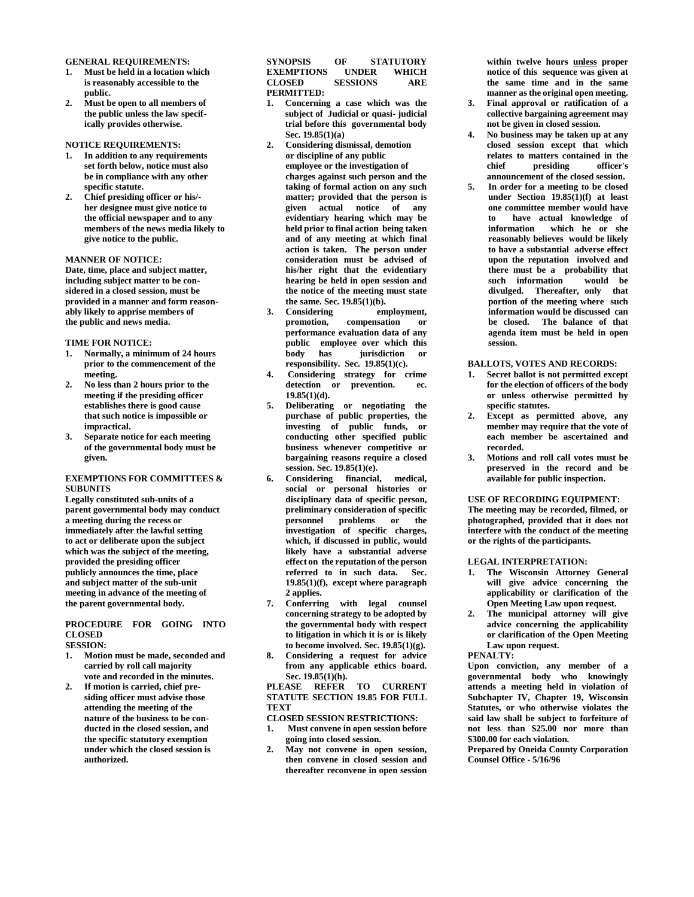**GENERAL REQUIREMENTS:**

1. **Must be held in a location which is reasonably accessible to the public.**
2. **Must be open to all members of the public unless the law specifically provides otherwise.**

**NOTICE REQUIREMENTS:**

1. **In addition to any requirements set forth below, notice must also be in compliance with any other specific statute.**
2. **Chief presiding officer or his/-her designee must give notice to the official newspaper and to any members of the news media likely to give notice to the public.**

**MANNER OF NOTICE:**

**Date, time, place and subject matter, including subject matter to be considered in a closed session, must be provided in a manner and form reasonably likely to apprise members of the public and news media.**

**TIME FOR NOTICE:**

1. **Normally, a minimum of 24 hours prior to the commencement of the meeting.**
2. **No less than 2 hours prior to the meeting if the presiding officer establishes there is good cause that such notice is impossible or impractical.**
3. **Separate notice for each meeting of the governmental body must be given.**

**EXEMPTIONS FOR COMMITTEES & SUBUNITS**

**Legally constituted sub-units of a parent governmental body may conduct a meeting during the recess or immediately after the lawful setting to act or deliberate upon the subject which was the subject of the meeting, provided the presiding officer publicly announces the time, place and subject matter of the sub-unit meeting in advance of the meeting of the parent governmental body.**

**PROCEDURE FOR GOING INTO CLOSED SESSION:**

1. **Motion must be made, seconded and carried by roll call majority vote and recorded in the minutes.**
2. **If motion is carried, chief presiding officer must advise those attending the meeting of the nature of the business to be conducted in the closed session, and the specific statutory exemption under which the closed session is authorized.**

**SYNOPSIS OF STATUTORY EXEMPTIONS UNDER WHICH CLOSED SESSIONS ARE PERMITTED:**

1. **Concerning a case which was the subject of Judicial or quasi- judicial trial before this governmental body Sec. 19.85(1)(a)**
2. **Considering dismissal, demotion or discipline of any public employee or the investigation of charges against such person and the taking of formal action on any such matter; provided that the person is given actual notice of any evidentiary hearing which may be held prior to final action being taken and of any meeting at which final action is taken. The person under consideration must be advised of his/her right that the evidentiary hearing be held in open session and the notice of the meeting must state the same. Sec. 19.85(1)(b).**
3. **Considering employment, promotion, compensation or performance evaluation data of any public employee over which this body has jurisdiction or responsibility. Sec. 19.85(1)(c).**
4. **Considering strategy for crime detection or prevention. ec. 19.85(1)(d).**
5. **Deliberating or negotiating the purchase of public properties, the investing of public funds, or conducting other specified public business whenever competitive or bargaining reasons require a closed session. Sec. 19.85(1)(e).**
6. **Considering financial, medical, social or personal histories or disciplinary data of specific person, preliminary consideration of specific personnel problems or the investigation of specific charges, which, if discussed in public, would likely have a substantial adverse effect on the reputation of the person referred to in such data. Sec. 19.85(1)(f), except where paragraph 2 applies.**
7. **Conferring with legal counsel concerning strategy to be adopted by the governmental body with respect to litigation in which it is or is likely to become involved. Sec. 19.85(1)(g).**
8. **Considering a request for advice from any applicable ethics board. Sec. 19.85(1)(h).**

**PLEASE REFER TO CURRENT STATUTE SECTION 19.85 FOR FULL TEXT**

**CLOSED SESSION RESTRICTIONS:**

1. **Must convene in open session before going into closed session.**
2. **May not convene in open session, then convene in closed session and thereafter reconvene in open session within twelve hours <u>unless</u> proper notice of this sequence was given at the same time and in the same manner as the original open meeting.**
3. **Final approval or ratification of a collective bargaining agreement may not be given in closed session.**
4. **No business may be taken up at any closed session except that which relates to matters contained in the chief presiding officer's announcement of the closed session.**
5. **In order for a meeting to be closed under Section 19.85(1)(f) at least one committee member would have to have actual knowledge of information which he or she reasonably believes would be likely to have a substantial adverse effect upon the reputation involved and there must be a probability that such information would be divulged. Thereafter, only that portion of the meeting where such information would be discussed can be closed. The balance of that agenda item must be held in open session.**

**BALLOTS, VOTES AND RECORDS:**

1. **Secret ballot is not permitted except for the election of officers of the body or unless otherwise permitted by specific statutes.**
2. **Except as permitted above, any member may require that the vote of each member be ascertained and recorded.**
3. **Motions and roll call votes must be preserved in the record and be available for public inspection.**

**USE OF RECORDING EQUIPMENT:**

**The meeting may be recorded, filmed, or photographed, provided that it does not interfere with the conduct of the meeting or the rights of the participants.**

**LEGAL INTERPRETATION:**

1. **The Wisconsin Attorney General will give advice concerning the applicability or clarification of the Open Meeting Law upon request.**
2. **The municipal attorney will give advice concerning the applicability or clarification of the Open Meeting Law upon request.**

**PENALTY:**

**Upon conviction, any member of a governmental body who knowingly attends a meeting held in violation of Subchapter IV, Chapter 19, Wisconsin Statutes, or who otherwise violates the said law shall be subject to forfeiture of not less than \$25.00 nor more than \$300.00 for each violation.**

**Prepared by Oneida County Corporation Counsel Office - 5/16/96**